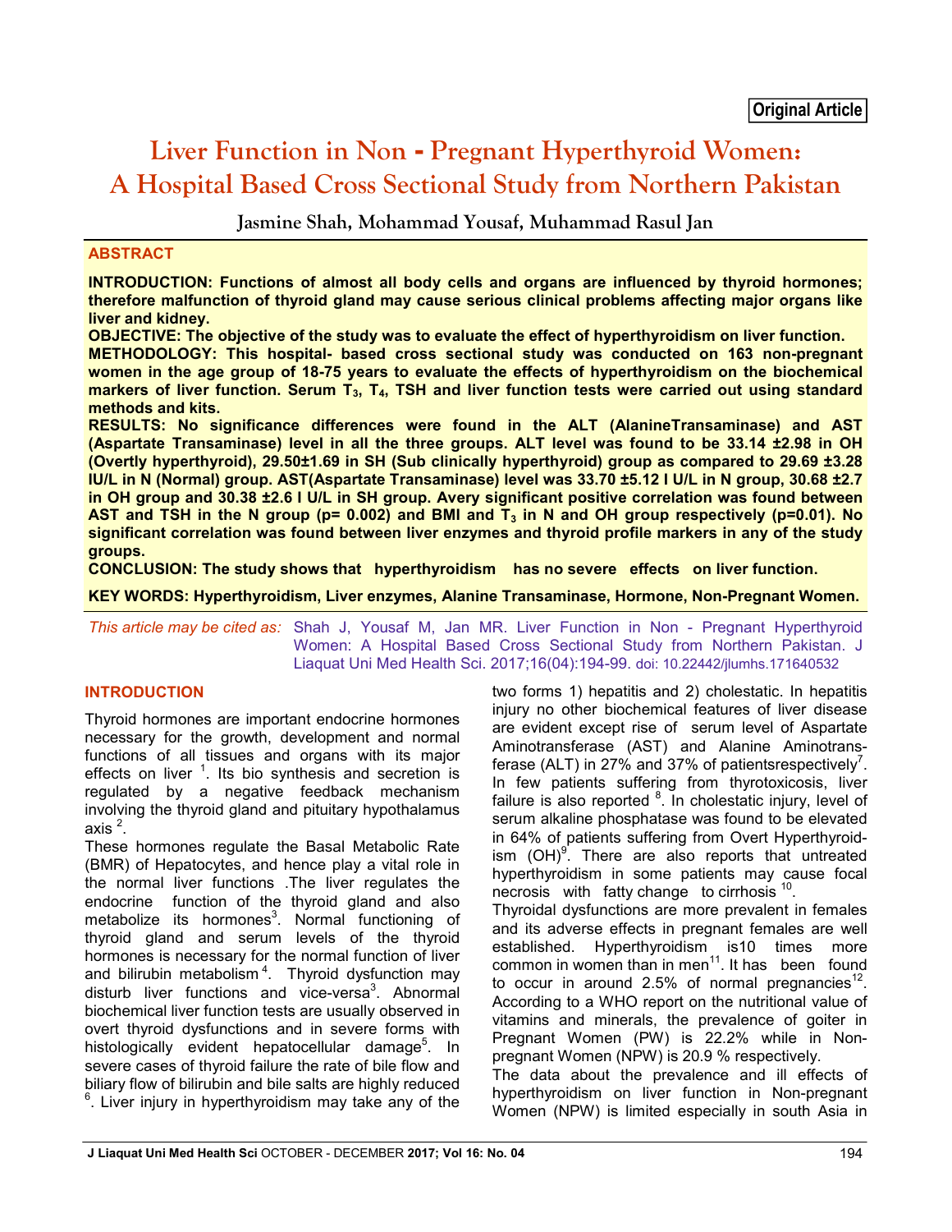Original Article

# Liver Function in Non - Pregnant Hyperthyroid Women: A Hospital Based Cross Sectional Study from Northern Pakistan

Jasmine Shah, Mohammad Yousaf, Muhammad Rasul Jan

## ABSTRACT

**INTRODUCTION: Functions of almost all body cells and organs are influenced by thyroid hormones; therefore malfunction of thyroid gland may cause serious clinical problems affecting major organs like liver and kidney.**

**OBJECTIVE: The objective of the study was to evaluate the effect of hyperthyroidism on liver function.**

**METHODOLOGY: This hospital- based cross sectional study was conducted on 163 non-pregnant women in the age group of 18-75 years to evaluate the effects of hyperthyroidism on the biochemical markers of liver function. Serum $T_3$, $T_4$, TSH and liver function tests were carried out using standard methods and kits.**

**RESULTS: No significance differences were found in the ALT (AlanineTransaminase) and AST (Aspartate Transaminase) level in all the three groups. ALT level was found to be 33.14 ±2.98 in OH (Overtly hyperthyroid), 29.50±1.69 in SH (Sub clinically hyperthyroid) group as compared to 29.69 ±3.28 IU/L in N (Normal) group. AST(Aspartate Transaminase) level was 33.70 ±5.12 I U/L in N group, 30.68 ±2.7 in OH group and 30.38 ±2.6 I U/L in SH group. Avery significant positive correlation was found between AST and TSH in the N group (p= 0.002) and BMI and $T_3$ in N and OH group respectively (p=0.01). No significant correlation was found between liver enzymes and thyroid profile markers in any of the study groups.**

**CONCLUSION: The study shows that hyperthyroidism has no severe effects on liver function.**

**KEY WORDS: Hyperthyroidism, Liver enzymes, Alanine Transaminase, Hormone, Non-Pregnant Women.**

*This article may be cited as:* Shah J, Yousaf M, Jan MR. Liver Function in Non - Pregnant Hyperthyroid Women: A Hospital Based Cross Sectional Study from Northern Pakistan. J Liaquat Uni Med Health Sci. 2017;16(04):194-99. doi: 10.22442/jlumhs.171640532

## INTRODUCTION

Thyroid hormones are important endocrine hormones necessary for the growth, development and normal functions of all tissues and organs with its major effects on liver [1]. Its bio synthesis and secretion is regulated by a negative feedback mechanism involving the thyroid gland and pituitary hypothalamus axis [2].

These hormones regulate the Basal Metabolic Rate (BMR) of Hepatocytes, and hence play a vital role in the normal liver functions .The liver regulates the endocrine function of the thyroid gland and also metabolize its hormones[3]. Normal functioning of thyroid gland and serum levels of the thyroid hormones is necessary for the normal function of liver and bilirubin metabolism [4]. Thyroid dysfunction may disturb liver functions and vice-versa[3]. Abnormal biochemical liver function tests are usually observed in overt thyroid dysfunctions and in severe forms with histologically evident hepatocellular damage[5]. In severe cases of thyroid failure the rate of bile flow and biliary flow of bilirubin and bile salts are highly reduced [6]. Liver injury in hyperthyroidism may take any of the two forms 1) hepatitis and 2) cholestatic. In hepatitis injury no other biochemical features of liver disease are evident except rise of serum level of Aspartate Aminotransferase (AST) and Alanine Aminotransferase (ALT) in 27% and 37% of patientsrespectively[7]. In few patients suffering from thyrotoxicosis, liver failure is also reported [8]. In cholestatic injury, level of serum alkaline phosphatase was found to be elevated in 64% of patients suffering from Overt Hyperthyroidism (OH)[9]. There are also reports that untreated hyperthyroidism in some patients may cause focal necrosis with fatty change to cirrhosis [10].

Thyroidal dysfunctions are more prevalent in females and its adverse effects in pregnant females are well established. Hyperthyroidism is10 times more common in women than in men[11]. It has been found to occur in around 2.5% of normal pregnancies[12]. According to a WHO report on the nutritional value of vitamins and minerals, the prevalence of goiter in Pregnant Women (PW) is 22.2% while in Non-pregnant Women (NPW) is 20.9 % respectively.

The data about the prevalence and ill effects of hyperthyroidism on liver function in Non-pregnant Women (NPW) is limited especially in south Asia in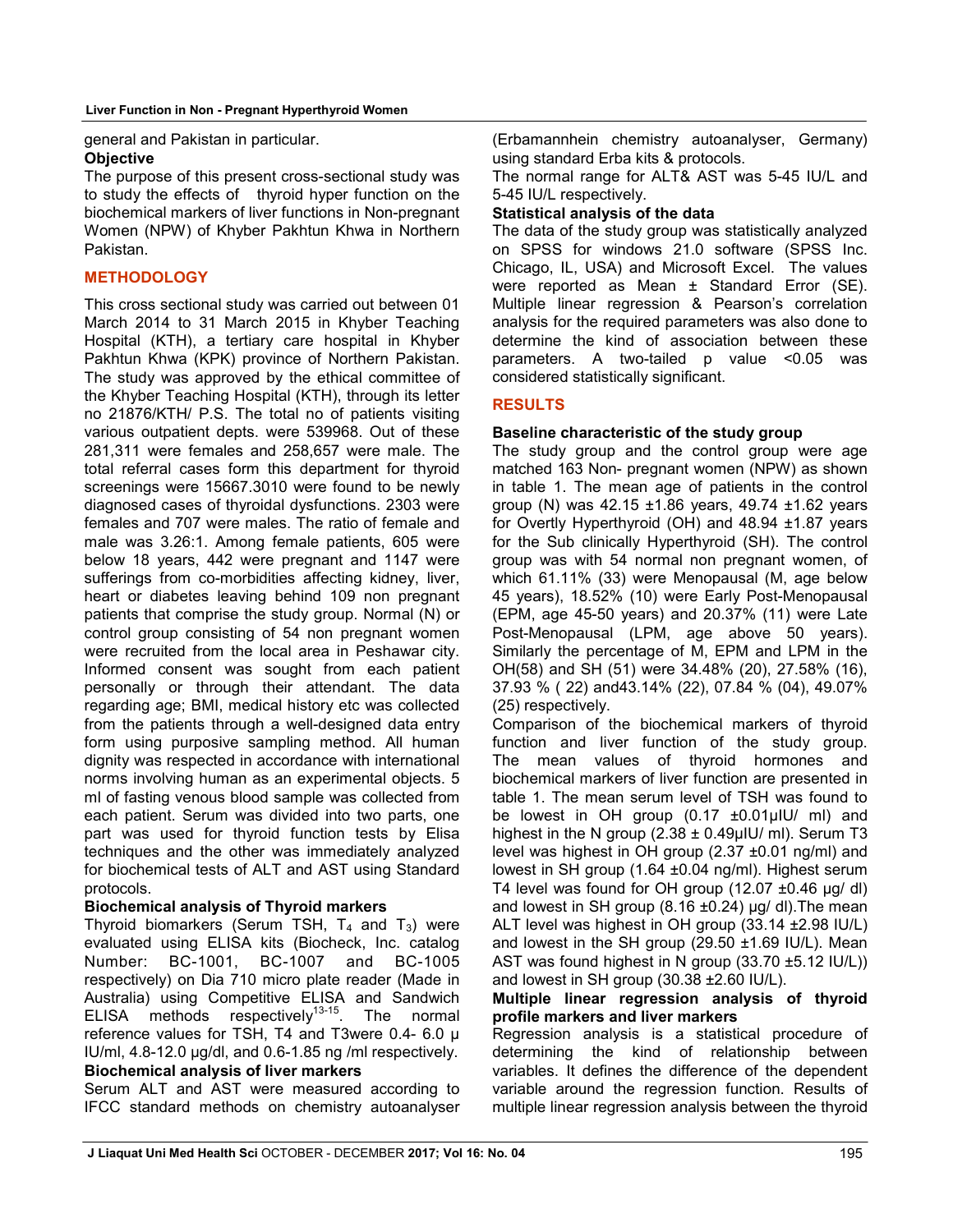general and Pakistan in particular.

**Objective**

The purpose of this present cross-sectional study was to study the effects of thyroid hyper function on the biochemical markers of liver functions in Non-pregnant Women (NPW) of Khyber Pakhtun Khwa in Northern Pakistan.

## METHODOLOGY

This cross sectional study was carried out between 01 March 2014 to 31 March 2015 in Khyber Teaching Hospital (KTH), a tertiary care hospital in Khyber Pakhtun Khwa (KPK) province of Northern Pakistan. The study was approved by the ethical committee of the Khyber Teaching Hospital (KTH), through its letter no 21876/KTH/ P.S. The total no of patients visiting various outpatient depts. were 539968. Out of these 281,311 were females and 258,657 were male. The total referral cases form this department for thyroid screenings were 15667.3010 were found to be newly diagnosed cases of thyroidal dysfunctions. 2303 were females and 707 were males. The ratio of female and male was 3.26:1. Among female patients, 605 were below 18 years, 442 were pregnant and 1147 were sufferings from co-morbidities affecting kidney, liver, heart or diabetes leaving behind 109 non pregnant patients that comprise the study group. Normal (N) or control group consisting of 54 non pregnant women were recruited from the local area in Peshawar city. Informed consent was sought from each patient personally or through their attendant. The data regarding age; BMI, medical history etc was collected from the patients through a well-designed data entry form using purposive sampling method. All human dignity was respected in accordance with international norms involving human as an experimental objects. 5 ml of fasting venous blood sample was collected from each patient. Serum was divided into two parts, one part was used for thyroid function tests by Elisa techniques and the other was immediately analyzed for biochemical tests of ALT and AST using Standard protocols.

**Biochemical analysis of Thyroid markers**

Thyroid biomarkers (Serum TSH, $T_4$ and $T_3$) were evaluated using ELISA kits (Biocheck, Inc. catalog Number: BC-1001, BC-1007 and BC-1005 respectively) on Dia 710 micro plate reader (Made in Australia) using Competitive ELISA and Sandwich ELISA methods respectively[13-15]. The normal reference values for TSH, T4 and T3were 0.4- 6.0 μ IU/ml, 4.8-12.0 μg/dl, and 0.6-1.85 ng /ml respectively.

**Biochemical analysis of liver markers**

Serum ALT and AST were measured according to IFCC standard methods on chemistry autoanalyser (Erbamannhein chemistry autoanalyser, Germany) using standard Erba kits & protocols.

The normal range for ALT& AST was 5-45 IU/L and 5-45 IU/L respectively.

**Statistical analysis of the data**

The data of the study group was statistically analyzed on SPSS for windows 21.0 software (SPSS Inc. Chicago, IL, USA) and Microsoft Excel. The values were reported as Mean ± Standard Error (SE). Multiple linear regression & Pearson's correlation analysis for the required parameters was also done to determine the kind of association between these parameters. A two-tailed p value <0.05 was considered statistically significant.

## RESULTS

**Baseline characteristic of the study group**

The study group and the control group were age matched 163 Non- pregnant women (NPW) as shown in table 1. The mean age of patients in the control group (N) was 42.15 ±1.86 years, 49.74 ±1.62 years for Overtly Hyperthyroid (OH) and 48.94 ±1.87 years for the Sub clinically Hyperthyroid (SH). The control group was with 54 normal non pregnant women, of which 61.11% (33) were Menopausal (M, age below 45 years), 18.52% (10) were Early Post-Menopausal (EPM, age 45-50 years) and 20.37% (11) were Late Post-Menopausal (LPM, age above 50 years). Similarly the percentage of M, EPM and LPM in the OH(58) and SH (51) were 34.48% (20), 27.58% (16), 37.93 % ( 22) and43.14% (22), 07.84 % (04), 49.07% (25) respectively.

Comparison of the biochemical markers of thyroid function and liver function of the study group. The mean values of thyroid hormones and biochemical markers of liver function are presented in table 1. The mean serum level of TSH was found to be lowest in OH group (0.17 ±0.01μIU/ ml) and highest in the N group (2.38 ± 0.49μIU/ ml). Serum T3 level was highest in OH group (2.37 ±0.01 ng/ml) and lowest in SH group (1.64 ±0.04 ng/ml). Highest serum T4 level was found for OH group (12.07 ±0.46 μg/ dl) and lowest in SH group (8.16 ±0.24) μg/ dl).The mean ALT level was highest in OH group (33.14 ±2.98 IU/L) and lowest in the SH group (29.50 ±1.69 IU/L). Mean AST was found highest in N group (33.70 ±5.12 IU/L)) and lowest in SH group (30.38 ±2.60 IU/L).

**Multiple linear regression analysis of thyroid profile markers and liver markers**

Regression analysis is a statistical procedure of determining the kind of relationship between variables. It defines the difference of the dependent variable around the regression function. Results of multiple linear regression analysis between the thyroid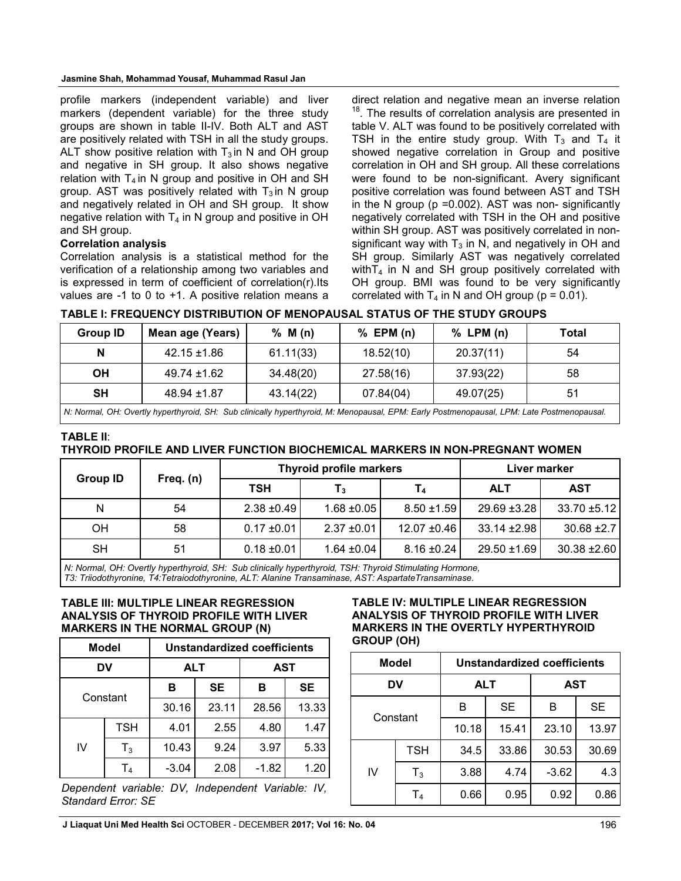profile markers (independent variable) and liver markers (dependent variable) for the three study groups are shown in table II-IV. Both ALT and AST are positively related with TSH in all the study groups. ALT show positive relation with $T_3$ in N and OH group and negative in SH group. It also shows negative relation with $T_4$ in N group and positive in OH and SH group. AST was positively related with $T_3$ in N group and negatively related in OH and SH group. It show negative relation with $T_4$ in N group and positive in OH and SH group.

**Correlation analysis**

Correlation analysis is a statistical method for the verification of a relationship among two variables and is expressed in term of coefficient of correlation(r).Its values are -1 to 0 to +1. A positive relation means a direct relation and negative mean an inverse relation [18]. The results of correlation analysis are presented in table V. ALT was found to be positively correlated with TSH in the entire study group. With $T_3$ and $T_4$ it showed negative correlation in Group and positive correlation in OH and SH group. All these correlations were found to be non-significant. Avery significant positive correlation was found between AST and TSH in the N group ($p$ =0.002). AST was non- significantly negatively correlated with TSH in the OH and positive within SH group. AST was positively correlated in non-significant way with $T_3$ in N, and negatively in OH and SH group. Similarly AST was negatively correlated with$T_4$ in N and SH group positively correlated with OH group. BMI was found to be very significantly correlated with $T_4$ in N and OH group ($p$ = 0.01).

**TABLE I: FREQUENCY DISTRIBUTION OF MENOPAUSAL STATUS OF THE STUDY GROUPS**

| Group ID | Mean age (Years) | % M (n) | % EPM (n) | % LPM (n) | Total |
|---|---|---|---|---|---|
| N | 42.15 ±1.86 | 61.11(33) | 18.52(10) | 20.37(11) | 54 |
| OH | 49.74 ±1.62 | 34.48(20) | 27.58(16) | 37.93(22) | 58 |
| SH | 48.94 ±1.87 | 43.14(22) | 07.84(04) | 49.07(25) | 51 |

*N: Normal, OH: Overtly hyperthyroid, SH: Sub clinically hyperthyroid, M: Menopausal, EPM: Early Postmenopausal, LPM: Late Postmenopausal.*

**TABLE II: THYROID PROFILE AND LIVER FUNCTION BIOCHEMICAL MARKERS IN NON-PREGNANT WOMEN**

| Group ID | Freq. (n) | Thyroid profile markers | | | Liver marker | |
|---|---|---|---|---|---|---|
| | | TSH | $T_3$ | $T_4$ | ALT | AST |
| N | 54 | 2.38 ±0.49 | 1.68 ±0.05 | 8.50 ±1.59 | 29.69 ±3.28 | 33.70 ±5.12 |
| OH | 58 | 0.17 ±0.01 | 2.37 ±0.01 | 12.07 ±0.46 | 33.14 ±2.98 | 30.68 ±2.7 |
| SH | 51 | 0.18 ±0.01 | 1.64 ±0.04 | 8.16 ±0.24 | 29.50 ±1.69 | 30.38 ±2.60 |

*N: Normal, OH: Overtly hyperthyroid, SH: Sub clinically hyperthyroid, TSH: Thyroid Stimulating Hormone, T3: Triiodothyronine, T4:Tetraiodothyronine, ALT: Alanine Transaminase, AST: AspartateTransaminase.*

**TABLE III: MULTIPLE LINEAR REGRESSION ANALYSIS OF THYROID PROFILE WITH LIVER MARKERS IN THE NORMAL GROUP (N)**

| Model | | Unstandardized coefficients | | | |
|---|---|---|---|---|---|
| DV | | ALT | | AST | |
| Constant | | B | SE | B | SE |
| | | 30.16 | 23.11 | 28.56 | 13.33 |
| IV | TSH | 4.01 | 2.55 | 4.80 | 1.47 |
| | $T_3$ | 10.43 | 9.24 | 3.97 | 5.33 |
| | $T_4$ | -3.04 | 2.08 | -1.82 | 1.20 |

*Dependent variable: DV, Independent Variable: IV, Standard Error: SE*

**TABLE IV: MULTIPLE LINEAR REGRESSION ANALYSIS OF THYROID PROFILE WITH LIVER MARKERS IN THE OVERTLY HYPERTHYROID GROUP (OH)**

| Model | | Unstandardized coefficients | | | |
|---|---|---|---|---|---|
| DV | | ALT | | AST | |
| Constant | | B | SE | B | SE |
| | | 10.18 | 15.41 | 23.10 | 13.97 |
| IV | TSH | 34.5 | 33.86 | 30.53 | 30.69 |
| | $T_3$ | 3.88 | 4.74 | -3.62 | 4.3 |
| | $T_4$ | 0.66 | 0.95 | 0.92 | 0.86 |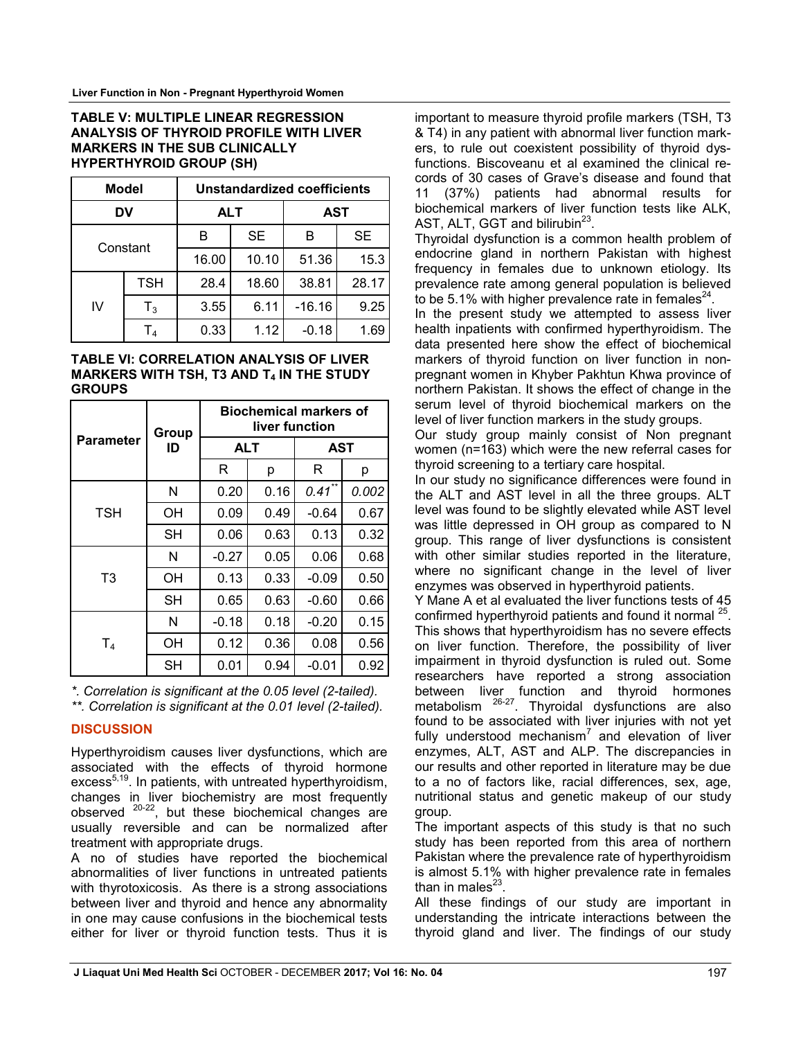**TABLE V: MULTIPLE LINEAR REGRESSION ANALYSIS OF THYROID PROFILE WITH LIVER MARKERS IN THE SUB CLINICALLY HYPERTHYROID GROUP (SH)**

| Model | | Unstandardized coefficients | | | |
|---|---|---|---|---|---|
| DV | | ALT | | AST | |
| Constant | | B | SE | B | SE |
| | | 16.00 | 10.10 | 51.36 | 15.3 |
| IV | TSH | 28.4 | 18.60 | 38.81 | 28.17 |
| | $T_3$ | 3.55 | 6.11 | -16.16 | 9.25 |
| | $T_4$ | 0.33 | 1.12 | -0.18 | 1.69 |

**TABLE VI: CORRELATION ANALYSIS OF LIVER MARKERS WITH TSH, T3 AND $T_4$ IN THE STUDY GROUPS**

| Parameter | Group ID | Biochemical markers of liver function | | | |
|---|---|---|---|---|---|
| | | ALT | | AST | |
| | | R | p | R | p |
| TSH | N | 0.20 | 0.16 | *0.41*** | *0.002* |
| | OH | 0.09 | 0.49 | -0.64 | 0.67 |
| | SH | 0.06 | 0.63 | 0.13 | 0.32 |
| T3 | N | -0.27 | 0.05 | 0.06 | 0.68 |
| | OH | 0.13 | 0.33 | -0.09 | 0.50 |
| | SH | 0.65 | 0.63 | -0.60 | 0.66 |
| $T_4$ | N | -0.18 | 0.18 | -0.20 | 0.15 |
| | OH | 0.12 | 0.36 | 0.08 | 0.56 |
| | SH | 0.01 | 0.94 | -0.01 | 0.92 |

*\*. Correlation is significant at the 0.05 level (2-tailed).*
*\*\*. Correlation is significant at the 0.01 level (2-tailed).*

## DISCUSSION

Hyperthyroidism causes liver dysfunctions, which are associated with the effects of thyroid hormone excess[5,19]. In patients, with untreated hyperthyroidism, changes in liver biochemistry are most frequently observed [20-22], but these biochemical changes are usually reversible and can be normalized after treatment with appropriate drugs.

A no of studies have reported the biochemical abnormalities of liver functions in untreated patients with thyrotoxicosis. As there is a strong associations between liver and thyroid and hence any abnormality in one may cause confusions in the biochemical tests either for liver or thyroid function tests. Thus it is important to measure thyroid profile markers (TSH, T3 & T4) in any patient with abnormal liver function markers, to rule out coexistent possibility of thyroid dysfunctions. Biscoveanu et al examined the clinical records of 30 cases of Grave's disease and found that 11 (37%) patients had abnormal results for biochemical markers of liver function tests like ALK, AST, ALT, GGT and bilirubin[23].

Thyroidal dysfunction is a common health problem of endocrine gland in northern Pakistan with highest frequency in females due to unknown etiology. Its prevalence rate among general population is believed to be 5.1% with higher prevalence rate in females[24].

In the present study we attempted to assess liver health inpatients with confirmed hyperthyroidism. The data presented here show the effect of biochemical markers of thyroid function on liver function in non-pregnant women in Khyber Pakhtun Khwa province of northern Pakistan. It shows the effect of change in the serum level of thyroid biochemical markers on the level of liver function markers in the study groups.

Our study group mainly consist of Non pregnant women (n=163) which were the new referral cases for thyroid screening to a tertiary care hospital.

In our study no significance differences were found in the ALT and AST level in all the three groups. ALT level was found to be slightly elevated while AST level was little depressed in OH group as compared to N group. This range of liver dysfunctions is consistent with other similar studies reported in the literature, where no significant change in the level of liver enzymes was observed in hyperthyroid patients.

Y Mane A et al evaluated the liver functions tests of 45 confirmed hyperthyroid patients and found it normal [25]. This shows that hyperthyroidism has no severe effects on liver function. Therefore, the possibility of liver impairment in thyroid dysfunction is ruled out. Some researchers have reported a strong association between liver function and thyroid hormones metabolism [26-27]. Thyroidal dysfunctions are also found to be associated with liver injuries with not yet fully understood mechanism[7] and elevation of liver enzymes, ALT, AST and ALP. The discrepancies in our results and other reported in literature may be due to a no of factors like, racial differences, sex, age, nutritional status and genetic makeup of our study group.

The important aspects of this study is that no such study has been reported from this area of northern Pakistan where the prevalence rate of hyperthyroidism is almost 5.1% with higher prevalence rate in females than in males[23].

All these findings of our study are important in understanding the intricate interactions between the thyroid gland and liver. The findings of our study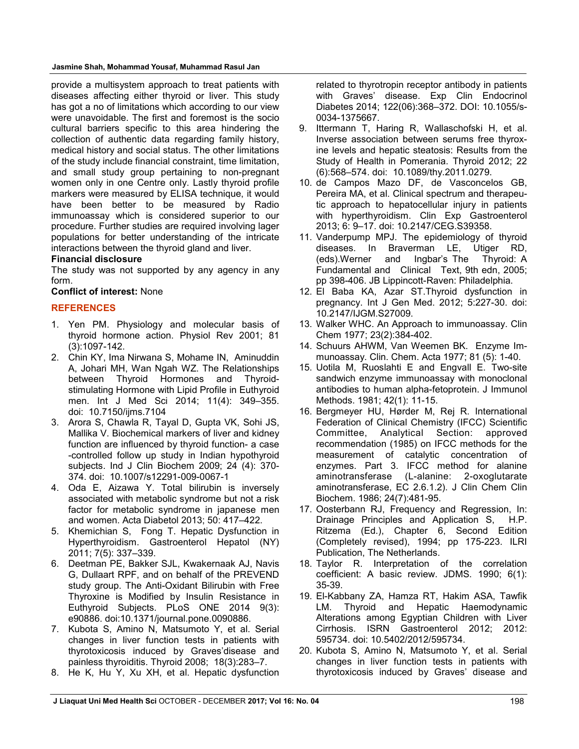provide a multisystem approach to treat patients with diseases affecting either thyroid or liver. This study has got a no of limitations which according to our view were unavoidable. The first and foremost is the socio cultural barriers specific to this area hindering the collection of authentic data regarding family history, medical history and social status. The other limitations of the study include financial constraint, time limitation, and small study group pertaining to non-pregnant women only in one Centre only. Lastly thyroid profile markers were measured by ELISA technique, it would have been better to be measured by Radio immunoassay which is considered superior to our procedure. Further studies are required involving lager populations for better understanding of the intricate interactions between the thyroid gland and liver.

**Financial disclosure**

The study was not supported by any agency in any form.

**Conflict of interest:** None

## REFERENCES

1. Yen PM. Physiology and molecular basis of thyroid hormone action. Physiol Rev 2001; 81 (3):1097-142.
2. Chin KY, Ima Nirwana S, Mohame IN, Aminuddin A, Johari MH, Wan Ngah WZ. The Relationships between Thyroid Hormones and Thyroid-stimulating Hormone with Lipid Profile in Euthyroid men. Int J Med Sci 2014; 11(4): 349–355. doi: 10.7150/ijms.7104
3. Arora S, Chawla R, Tayal D, Gupta VK, Sohi JS, Mallika V. Biochemical markers of liver and kidney function are influenced by thyroid function- a case -controlled follow up study in Indian hypothyroid subjects. Ind J Clin Biochem 2009; 24 (4): 370-374. doi: 10.1007/s12291-009-0067-1
4. Oda E, Aizawa Y. Total bilirubin is inversely associated with metabolic syndrome but not a risk factor for metabolic syndrome in japanese men and women. Acta Diabetol 2013; 50: 417–422.
5. Khemichian S, Fong T. Hepatic Dysfunction in Hyperthyroidism. Gastroenterol Hepatol (NY) 2011; 7(5): 337–339.
6. Deetman PE, Bakker SJL, Kwakernaak AJ, Navis G, Dullaart RPF, and on behalf of the PREVEND study group. The Anti-Oxidant Bilirubin with Free Thyroxine is Modified by Insulin Resistance in Euthyroid Subjects. PLoS ONE 2014 9(3): e90886. doi:10.1371/journal.pone.0090886.
7. Kubota S, Amino N, Matsumoto Y, et al. Serial changes in liver function tests in patients with thyrotoxicosis induced by Graves'disease and painless thyroiditis. Thyroid 2008; 18(3):283–7.
8. He K, Hu Y, Xu XH, et al. Hepatic dysfunction related to thyrotropin receptor antibody in patients with Graves' disease. Exp Clin Endocrinol Diabetes 2014; 122(06):368–372. DOI: 10.1055/s-0034-1375667.
9. Ittermann T, Haring R, Wallaschofski H, et al. Inverse association between serums free thyroxine levels and hepatic steatosis: Results from the Study of Health in Pomerania. Thyroid 2012; 22 (6):568–574. doi: 10.1089/thy.2011.0279.
10. de Campos Mazo DF, de Vasconcelos GB, Pereira MA, et al. Clinical spectrum and therapeutic approach to hepatocellular injury in patients with hyperthyroidism. Clin Exp Gastroenterol 2013; 6: 9–17. doi: 10.2147/CEG.S39358.
11. Vanderpump MPJ. The epidemiology of thyroid diseases. In Braverman LE, Utiger RD, (eds).Werner and Ingbar's The Thyroid: A Fundamental and Clinical Text, 9th edn, 2005; pp 398-406. JB Lippincott-Raven: Philadelphia.
12. El Baba KA, Azar ST.Thyroid dysfunction in pregnancy. Int J Gen Med. 2012; 5:227-30. doi: 10.2147/IJGM.S27009.
13. Walker WHC. An Approach to immunoassay. Clin Chem 1977; 23(2):384-402.
14. Schuurs AHWM, Van Weemen BK. Enzyme Immunoassay. Clin. Chem. Acta 1977; 81 (5): 1-40.
15. Uotila M, Ruoslahti E and Engvall E. Two-site sandwich enzyme immunoassay with monoclonal antibodies to human alpha-fetoprotein. J Immunol Methods. 1981; 42(1): 11-15.
16. Bergmeyer HU, Hørder M, Rej R. International Federation of Clinical Chemistry (IFCC) Scientific Committee, Analytical Section: approved recommendation (1985) on IFCC methods for the measurement of catalytic concentration of enzymes. Part 3. IFCC method for alanine aminotransferase (L-alanine: 2-oxoglutarate aminotransferase, EC 2.6.1.2). J Clin Chem Clin Biochem. 1986; 24(7):481-95.
17. Oosterbann RJ, Frequency and Regression, In: Drainage Principles and Application S, H.P. Ritzema (Ed.), Chapter 6, Second Edition (Completely revised), 1994; pp 175-223. ILRI Publication, The Netherlands.
18. Taylor R. Interpretation of the correlation coefficient: A basic review. JDMS. 1990; 6(1): 35-39.
19. El-Kabbany ZA, Hamza RT, Hakim ASA, Tawfik LM. Thyroid and Hepatic Haemodynamic Alterations among Egyptian Children with Liver Cirrhosis. ISRN Gastroenterol 2012; 2012: 595734. doi: 10.5402/2012/595734.
20. Kubota S, Amino N, Matsumoto Y, et al. Serial changes in liver function tests in patients with thyrotoxicosis induced by Graves' disease and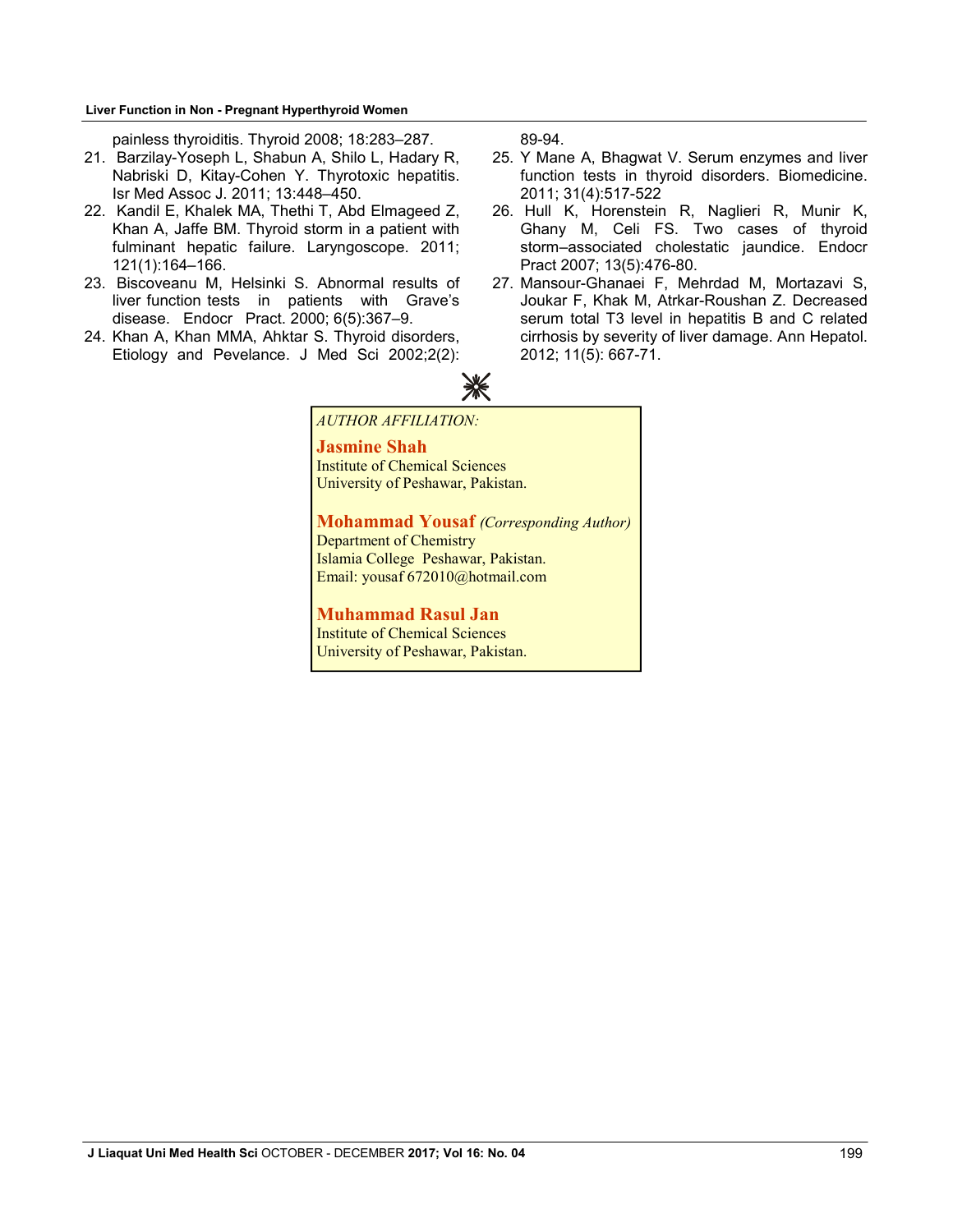painless thyroiditis. Thyroid 2008; 18:283–287.

21. Barzilay-Yoseph L, Shabun A, Shilo L, Hadary R, Nabriski D, Kitay-Cohen Y. Thyrotoxic hepatitis. Isr Med Assoc J. 2011; 13:448–450.
22. Kandil E, Khalek MA, Thethi T, Abd Elmageed Z, Khan A, Jaffe BM. Thyroid storm in a patient with fulminant hepatic failure. Laryngoscope. 2011; 121(1):164–166.
23. Biscoveanu M, Helsinki S. Abnormal results of liver function tests in patients with Grave's disease. Endocr Pract. 2000; 6(5):367–9.
24. Khan A, Khan MMA, Ahktar S. Thyroid disorders, Etiology and Pevelance. J Med Sci 2002;2(2): 89-94.
25. Y Mane A, Bhagwat V. Serum enzymes and liver function tests in thyroid disorders. Biomedicine. 2011; 31(4):517-522
26. Hull K, Horenstein R, Naglieri R, Munir K, Ghany M, Celi FS. Two cases of thyroid storm–associated cholestatic jaundice. Endocr Pract 2007; 13(5):476-80.
27. Mansour-Ghanaei F, Mehrdad M, Mortazavi S, Joukar F, Khak M, Atrkar-Roushan Z. Decreased serum total T3 level in hepatitis B and C related cirrhosis by severity of liver damage. Ann Hepatol. 2012; 11(5): 667-71.

*AUTHOR AFFILIATION:*

**Jasmine Shah**
Institute of Chemical Sciences
University of Peshawar, Pakistan.

**Mohammad Yousaf** *(Corresponding Author)*
Department of Chemistry
Islamia College Peshawar, Pakistan.
Email: yousaf 672010@hotmail.com

**Muhammad Rasul Jan**
Institute of Chemical Sciences
University of Peshawar, Pakistan.